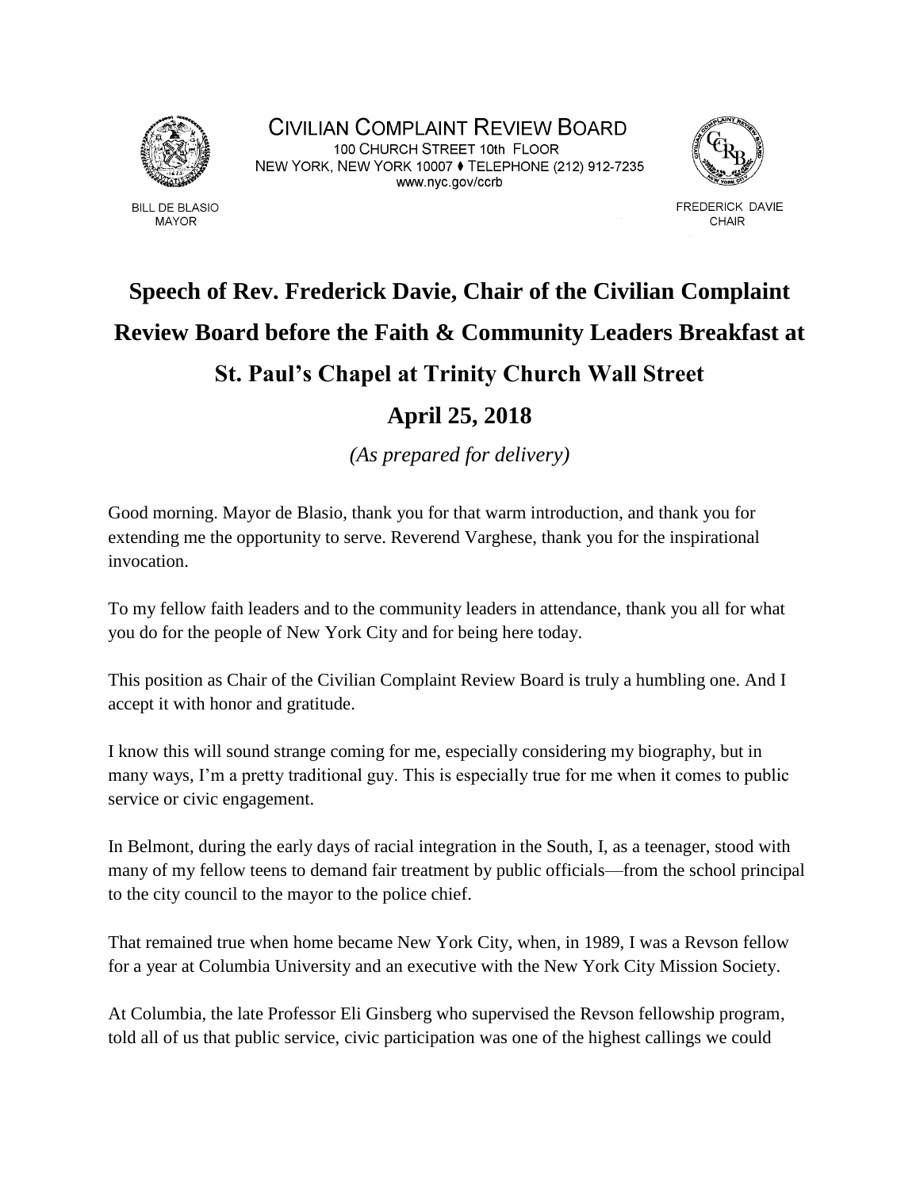CIVILIAN COMPLAINT REVIEW BOARD
100 CHURCH STREET 10th FLOOR
NEW YORK, NEW YORK 10007 ♦ TELEPHONE (212) 912-7235
www.nyc.gov/ccrb

BILL DE BLASIO
MAYOR

FREDERICK DAVIE
CHAIR

# Speech of Rev. Frederick Davie, Chair of the Civilian Complaint Review Board before the Faith & Community Leaders Breakfast at St. Paul's Chapel at Trinity Church Wall Street

# April 25, 2018

*(As prepared for delivery)*

Good morning. Mayor de Blasio, thank you for that warm introduction, and thank you for extending me the opportunity to serve. Reverend Varghese, thank you for the inspirational invocation.

To my fellow faith leaders and to the community leaders in attendance, thank you all for what you do for the people of New York City and for being here today.

This position as Chair of the Civilian Complaint Review Board is truly a humbling one. And I accept it with honor and gratitude.

I know this will sound strange coming for me, especially considering my biography, but in many ways, I'm a pretty traditional guy. This is especially true for me when it comes to public service or civic engagement.

In Belmont, during the early days of racial integration in the South, I, as a teenager, stood with many of my fellow teens to demand fair treatment by public officials—from the school principal to the city council to the mayor to the police chief.

That remained true when home became New York City, when, in 1989, I was a Revson fellow for a year at Columbia University and an executive with the New York City Mission Society.

At Columbia, the late Professor Eli Ginsberg who supervised the Revson fellowship program, told all of us that public service, civic participation was one of the highest callings we could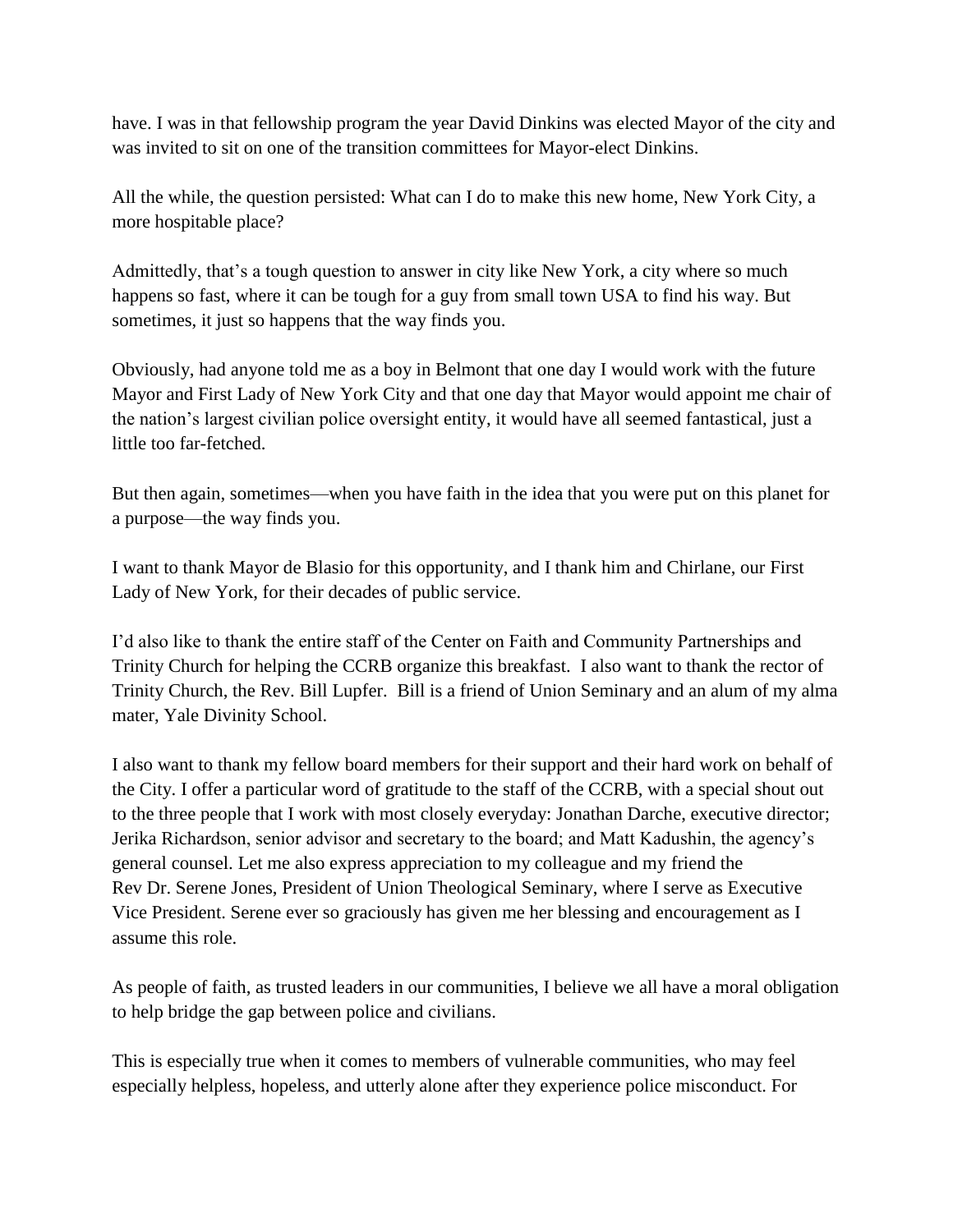have. I was in that fellowship program the year David Dinkins was elected Mayor of the city and was invited to sit on one of the transition committees for Mayor-elect Dinkins.

All the while, the question persisted: What can I do to make this new home, New York City, a more hospitable place?

Admittedly, that's a tough question to answer in city like New York, a city where so much happens so fast, where it can be tough for a guy from small town USA to find his way. But sometimes, it just so happens that the way finds you.

Obviously, had anyone told me as a boy in Belmont that one day I would work with the future Mayor and First Lady of New York City and that one day that Mayor would appoint me chair of the nation's largest civilian police oversight entity, it would have all seemed fantastical, just a little too far-fetched.

But then again, sometimes—when you have faith in the idea that you were put on this planet for a purpose—the way finds you.

I want to thank Mayor de Blasio for this opportunity, and I thank him and Chirlane, our First Lady of New York, for their decades of public service.

I'd also like to thank the entire staff of the Center on Faith and Community Partnerships and Trinity Church for helping the CCRB organize this breakfast. I also want to thank the rector of Trinity Church, the Rev. Bill Lupfer. Bill is a friend of Union Seminary and an alum of my alma mater, Yale Divinity School.

I also want to thank my fellow board members for their support and their hard work on behalf of the City. I offer a particular word of gratitude to the staff of the CCRB, with a special shout out to the three people that I work with most closely everyday: Jonathan Darche, executive director; Jerika Richardson, senior advisor and secretary to the board; and Matt Kadushin, the agency's general counsel. Let me also express appreciation to my colleague and my friend the Rev Dr. Serene Jones, President of Union Theological Seminary, where I serve as Executive Vice President. Serene ever so graciously has given me her blessing and encouragement as I assume this role.

As people of faith, as trusted leaders in our communities, I believe we all have a moral obligation to help bridge the gap between police and civilians.

This is especially true when it comes to members of vulnerable communities, who may feel especially helpless, hopeless, and utterly alone after they experience police misconduct. For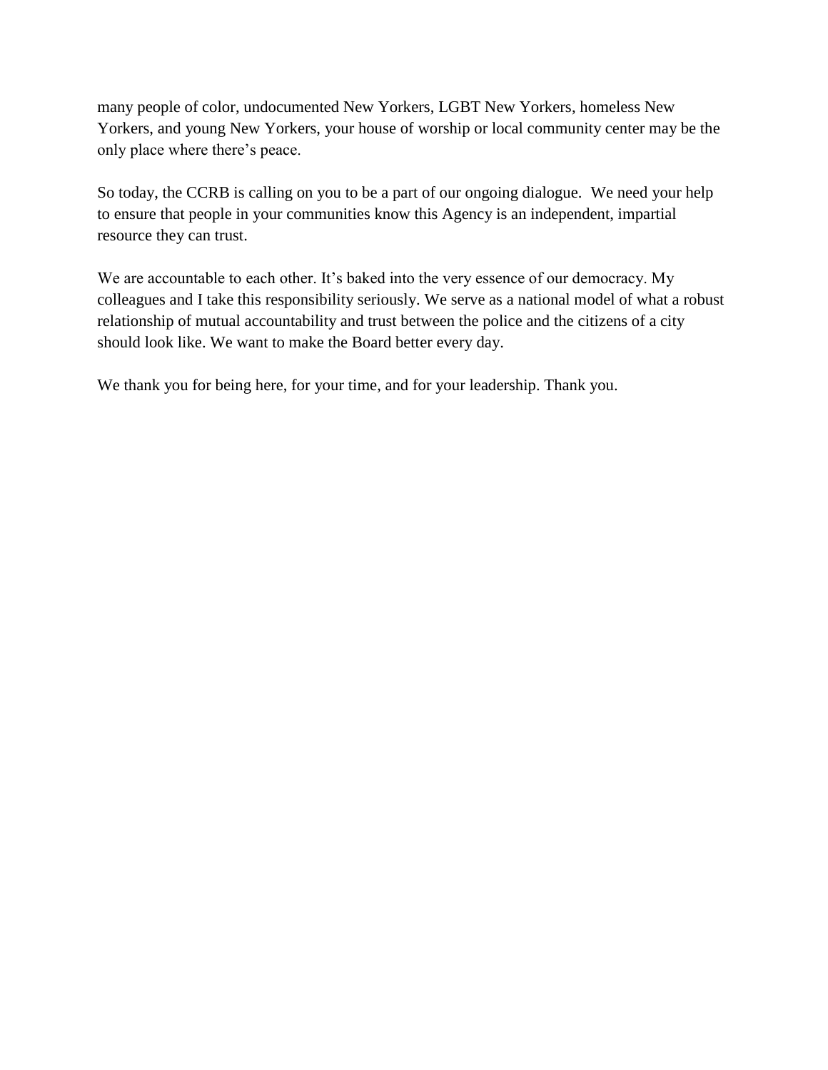many people of color, undocumented New Yorkers, LGBT New Yorkers, homeless New Yorkers, and young New Yorkers, your house of worship or local community center may be the only place where there's peace.

So today, the CCRB is calling on you to be a part of our ongoing dialogue. We need your help to ensure that people in your communities know this Agency is an independent, impartial resource they can trust.

We are accountable to each other. It's baked into the very essence of our democracy. My colleagues and I take this responsibility seriously. We serve as a national model of what a robust relationship of mutual accountability and trust between the police and the citizens of a city should look like. We want to make the Board better every day.

We thank you for being here, for your time, and for your leadership. Thank you.